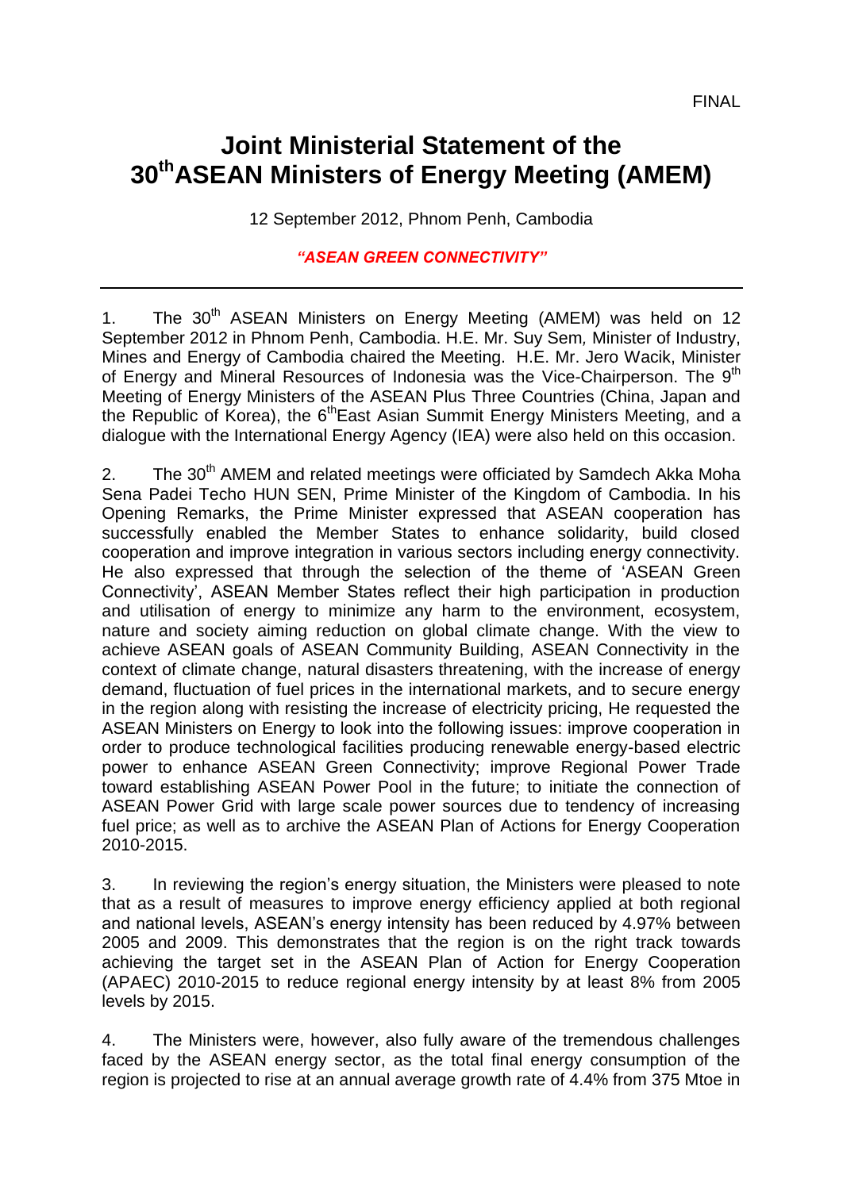FINAL

# Joint Ministerial Statement of the 30th ASEAN Ministers of Energy Meeting (AMEM)

12 September 2012, Phnom Penh, Cambodia

***"ASEAN GREEN CONNECTIVITY"***

---

1. The 30th ASEAN Ministers on Energy Meeting (AMEM) was held on 12 September 2012 in Phnom Penh, Cambodia. H.E. Mr. Suy Sem, Minister of Industry, Mines and Energy of Cambodia chaired the Meeting. H.E. Mr. Jero Wacik, Minister of Energy and Mineral Resources of Indonesia was the Vice-Chairperson. The 9th Meeting of Energy Ministers of the ASEAN Plus Three Countries (China, Japan and the Republic of Korea), the 6thEast Asian Summit Energy Ministers Meeting, and a dialogue with the International Energy Agency (IEA) were also held on this occasion.

2. The 30th AMEM and related meetings were officiated by Samdech Akka Moha Sena Padei Techo HUN SEN, Prime Minister of the Kingdom of Cambodia. In his Opening Remarks, the Prime Minister expressed that ASEAN cooperation has successfully enabled the Member States to enhance solidarity, build closed cooperation and improve integration in various sectors including energy connectivity. He also expressed that through the selection of the theme of 'ASEAN Green Connectivity', ASEAN Member States reflect their high participation in production and utilisation of energy to minimize any harm to the environment, ecosystem, nature and society aiming reduction on global climate change. With the view to achieve ASEAN goals of ASEAN Community Building, ASEAN Connectivity in the context of climate change, natural disasters threatening, with the increase of energy demand, fluctuation of fuel prices in the international markets, and to secure energy in the region along with resisting the increase of electricity pricing, He requested the ASEAN Ministers on Energy to look into the following issues: improve cooperation in order to produce technological facilities producing renewable energy-based electric power to enhance ASEAN Green Connectivity; improve Regional Power Trade toward establishing ASEAN Power Pool in the future; to initiate the connection of ASEAN Power Grid with large scale power sources due to tendency of increasing fuel price; as well as to archive the ASEAN Plan of Actions for Energy Cooperation 2010-2015.

3. In reviewing the region's energy situation, the Ministers were pleased to note that as a result of measures to improve energy efficiency applied at both regional and national levels, ASEAN's energy intensity has been reduced by 4.97% between 2005 and 2009. This demonstrates that the region is on the right track towards achieving the target set in the ASEAN Plan of Action for Energy Cooperation (APAEC) 2010-2015 to reduce regional energy intensity by at least 8% from 2005 levels by 2015.

4. The Ministers were, however, also fully aware of the tremendous challenges faced by the ASEAN energy sector, as the total final energy consumption of the region is projected to rise at an annual average growth rate of 4.4% from 375 Mtoe in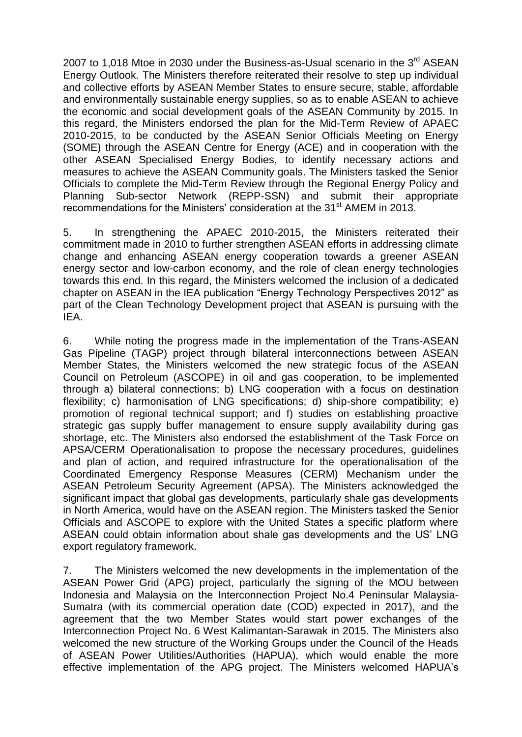2007 to 1,018 Mtoe in 2030 under the Business-as-Usual scenario in the 3rd ASEAN Energy Outlook. The Ministers therefore reiterated their resolve to step up individual and collective efforts by ASEAN Member States to ensure secure, stable, affordable and environmentally sustainable energy supplies, so as to enable ASEAN to achieve the economic and social development goals of the ASEAN Community by 2015. In this regard, the Ministers endorsed the plan for the Mid-Term Review of APAEC 2010-2015, to be conducted by the ASEAN Senior Officials Meeting on Energy (SOME) through the ASEAN Centre for Energy (ACE) and in cooperation with the other ASEAN Specialised Energy Bodies, to identify necessary actions and measures to achieve the ASEAN Community goals. The Ministers tasked the Senior Officials to complete the Mid-Term Review through the Regional Energy Policy and Planning Sub-sector Network (REPP-SSN) and submit their appropriate recommendations for the Ministers' consideration at the 31st AMEM in 2013.

5. In strengthening the APAEC 2010-2015, the Ministers reiterated their commitment made in 2010 to further strengthen ASEAN efforts in addressing climate change and enhancing ASEAN energy cooperation towards a greener ASEAN energy sector and low-carbon economy, and the role of clean energy technologies towards this end. In this regard, the Ministers welcomed the inclusion of a dedicated chapter on ASEAN in the IEA publication "Energy Technology Perspectives 2012" as part of the Clean Technology Development project that ASEAN is pursuing with the IEA.

6. While noting the progress made in the implementation of the Trans-ASEAN Gas Pipeline (TAGP) project through bilateral interconnections between ASEAN Member States, the Ministers welcomed the new strategic focus of the ASEAN Council on Petroleum (ASCOPE) in oil and gas cooperation, to be implemented through a) bilateral connections; b) LNG cooperation with a focus on destination flexibility; c) harmonisation of LNG specifications; d) ship-shore compatibility; e) promotion of regional technical support; and f) studies on establishing proactive strategic gas supply buffer management to ensure supply availability during gas shortage, etc. The Ministers also endorsed the establishment of the Task Force on APSA/CERM Operationalisation to propose the necessary procedures, guidelines and plan of action, and required infrastructure for the operationalisation of the Coordinated Emergency Response Measures (CERM) Mechanism under the ASEAN Petroleum Security Agreement (APSA). The Ministers acknowledged the significant impact that global gas developments, particularly shale gas developments in North America, would have on the ASEAN region. The Ministers tasked the Senior Officials and ASCOPE to explore with the United States a specific platform where ASEAN could obtain information about shale gas developments and the US' LNG export regulatory framework.

7. The Ministers welcomed the new developments in the implementation of the ASEAN Power Grid (APG) project, particularly the signing of the MOU between Indonesia and Malaysia on the Interconnection Project No.4 Peninsular Malaysia-Sumatra (with its commercial operation date (COD) expected in 2017), and the agreement that the two Member States would start power exchanges of the Interconnection Project No. 6 West Kalimantan-Sarawak in 2015. The Ministers also welcomed the new structure of the Working Groups under the Council of the Heads of ASEAN Power Utilities/Authorities (HAPUA), which would enable the more effective implementation of the APG project. The Ministers welcomed HAPUA's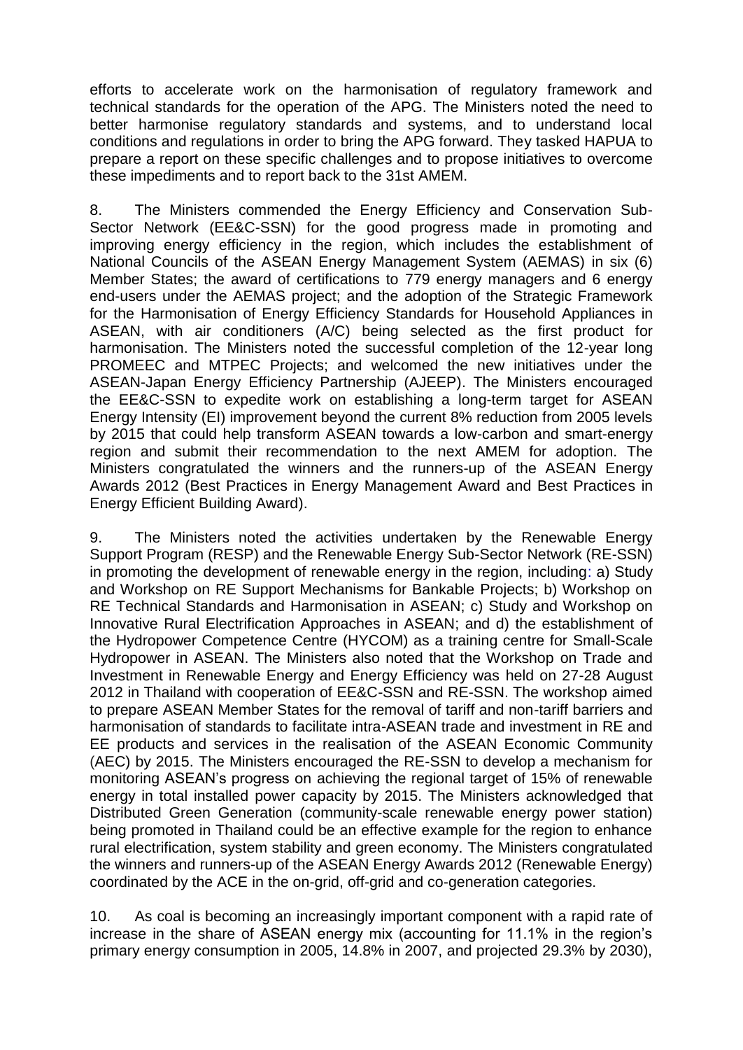efforts to accelerate work on the harmonisation of regulatory framework and technical standards for the operation of the APG. The Ministers noted the need to better harmonise regulatory standards and systems, and to understand local conditions and regulations in order to bring the APG forward. They tasked HAPUA to prepare a report on these specific challenges and to propose initiatives to overcome these impediments and to report back to the 31st AMEM.

8. The Ministers commended the Energy Efficiency and Conservation Sub-Sector Network (EE&C-SSN) for the good progress made in promoting and improving energy efficiency in the region, which includes the establishment of National Councils of the ASEAN Energy Management System (AEMAS) in six (6) Member States; the award of certifications to 779 energy managers and 6 energy end-users under the AEMAS project; and the adoption of the Strategic Framework for the Harmonisation of Energy Efficiency Standards for Household Appliances in ASEAN, with air conditioners (A/C) being selected as the first product for harmonisation. The Ministers noted the successful completion of the 12-year long PROMEEC and MTPEC Projects; and welcomed the new initiatives under the ASEAN-Japan Energy Efficiency Partnership (AJEEP). The Ministers encouraged the EE&C-SSN to expedite work on establishing a long-term target for ASEAN Energy Intensity (EI) improvement beyond the current 8% reduction from 2005 levels by 2015 that could help transform ASEAN towards a low-carbon and smart-energy region and submit their recommendation to the next AMEM for adoption. The Ministers congratulated the winners and the runners-up of the ASEAN Energy Awards 2012 (Best Practices in Energy Management Award and Best Practices in Energy Efficient Building Award).

9. The Ministers noted the activities undertaken by the Renewable Energy Support Program (RESP) and the Renewable Energy Sub-Sector Network (RE-SSN) in promoting the development of renewable energy in the region, including: a) Study and Workshop on RE Support Mechanisms for Bankable Projects; b) Workshop on RE Technical Standards and Harmonisation in ASEAN; c) Study and Workshop on Innovative Rural Electrification Approaches in ASEAN; and d) the establishment of the Hydropower Competence Centre (HYCOM) as a training centre for Small-Scale Hydropower in ASEAN. The Ministers also noted that the Workshop on Trade and Investment in Renewable Energy and Energy Efficiency was held on 27-28 August 2012 in Thailand with cooperation of EE&C-SSN and RE-SSN. The workshop aimed to prepare ASEAN Member States for the removal of tariff and non-tariff barriers and harmonisation of standards to facilitate intra-ASEAN trade and investment in RE and EE products and services in the realisation of the ASEAN Economic Community (AEC) by 2015. The Ministers encouraged the RE-SSN to develop a mechanism for monitoring ASEAN's progress on achieving the regional target of 15% of renewable energy in total installed power capacity by 2015. The Ministers acknowledged that Distributed Green Generation (community-scale renewable energy power station) being promoted in Thailand could be an effective example for the region to enhance rural electrification, system stability and green economy. The Ministers congratulated the winners and runners-up of the ASEAN Energy Awards 2012 (Renewable Energy) coordinated by the ACE in the on-grid, off-grid and co-generation categories.

10. As coal is becoming an increasingly important component with a rapid rate of increase in the share of ASEAN energy mix (accounting for 11.1% in the region's primary energy consumption in 2005, 14.8% in 2007, and projected 29.3% by 2030),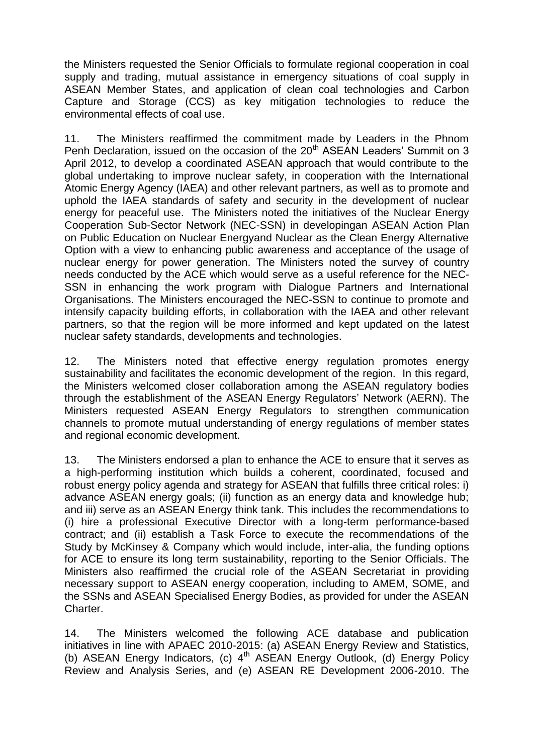the Ministers requested the Senior Officials to formulate regional cooperation in coal supply and trading, mutual assistance in emergency situations of coal supply in ASEAN Member States, and application of clean coal technologies and Carbon Capture and Storage (CCS) as key mitigation technologies to reduce the environmental effects of coal use.

11. The Ministers reaffirmed the commitment made by Leaders in the Phnom Penh Declaration, issued on the occasion of the 20th ASEAN Leaders' Summit on 3 April 2012, to develop a coordinated ASEAN approach that would contribute to the global undertaking to improve nuclear safety, in cooperation with the International Atomic Energy Agency (IAEA) and other relevant partners, as well as to promote and uphold the IAEA standards of safety and security in the development of nuclear energy for peaceful use. The Ministers noted the initiatives of the Nuclear Energy Cooperation Sub-Sector Network (NEC-SSN) in developingan ASEAN Action Plan on Public Education on Nuclear Energyand Nuclear as the Clean Energy Alternative Option with a view to enhancing public awareness and acceptance of the usage of nuclear energy for power generation. The Ministers noted the survey of country needs conducted by the ACE which would serve as a useful reference for the NEC-SSN in enhancing the work program with Dialogue Partners and International Organisations. The Ministers encouraged the NEC-SSN to continue to promote and intensify capacity building efforts, in collaboration with the IAEA and other relevant partners, so that the region will be more informed and kept updated on the latest nuclear safety standards, developments and technologies.

12. The Ministers noted that effective energy regulation promotes energy sustainability and facilitates the economic development of the region. In this regard, the Ministers welcomed closer collaboration among the ASEAN regulatory bodies through the establishment of the ASEAN Energy Regulators' Network (AERN). The Ministers requested ASEAN Energy Regulators to strengthen communication channels to promote mutual understanding of energy regulations of member states and regional economic development.

13. The Ministers endorsed a plan to enhance the ACE to ensure that it serves as a high-performing institution which builds a coherent, coordinated, focused and robust energy policy agenda and strategy for ASEAN that fulfills three critical roles: i) advance ASEAN energy goals; (ii) function as an energy data and knowledge hub; and iii) serve as an ASEAN Energy think tank. This includes the recommendations to (i) hire a professional Executive Director with a long-term performance-based contract; and (ii) establish a Task Force to execute the recommendations of the Study by McKinsey & Company which would include, inter-alia, the funding options for ACE to ensure its long term sustainability, reporting to the Senior Officials. The Ministers also reaffirmed the crucial role of the ASEAN Secretariat in providing necessary support to ASEAN energy cooperation, including to AMEM, SOME, and the SSNs and ASEAN Specialised Energy Bodies, as provided for under the ASEAN Charter.

14. The Ministers welcomed the following ACE database and publication initiatives in line with APAEC 2010-2015: (a) ASEAN Energy Review and Statistics, (b) ASEAN Energy Indicators, (c) 4th ASEAN Energy Outlook, (d) Energy Policy Review and Analysis Series, and (e) ASEAN RE Development 2006-2010. The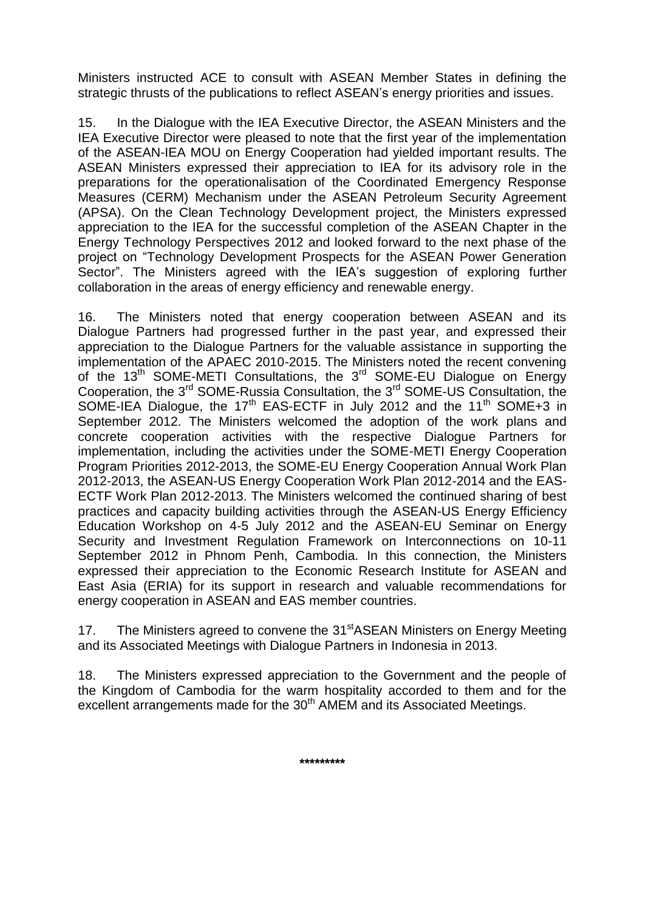Ministers instructed ACE to consult with ASEAN Member States in defining the strategic thrusts of the publications to reflect ASEAN's energy priorities and issues.

15. In the Dialogue with the IEA Executive Director, the ASEAN Ministers and the IEA Executive Director were pleased to note that the first year of the implementation of the ASEAN-IEA MOU on Energy Cooperation had yielded important results. The ASEAN Ministers expressed their appreciation to IEA for its advisory role in the preparations for the operationalisation of the Coordinated Emergency Response Measures (CERM) Mechanism under the ASEAN Petroleum Security Agreement (APSA). On the Clean Technology Development project, the Ministers expressed appreciation to the IEA for the successful completion of the ASEAN Chapter in the Energy Technology Perspectives 2012 and looked forward to the next phase of the project on "Technology Development Prospects for the ASEAN Power Generation Sector". The Ministers agreed with the IEA's suggestion of exploring further collaboration in the areas of energy efficiency and renewable energy.

16. The Ministers noted that energy cooperation between ASEAN and its Dialogue Partners had progressed further in the past year, and expressed their appreciation to the Dialogue Partners for the valuable assistance in supporting the implementation of the APAEC 2010-2015. The Ministers noted the recent convening of the 13th SOME-METI Consultations, the 3rd SOME-EU Dialogue on Energy Cooperation, the 3rd SOME-Russia Consultation, the 3rd SOME-US Consultation, the SOME-IEA Dialogue, the 17th EAS-ECTF in July 2012 and the 11th SOME+3 in September 2012. The Ministers welcomed the adoption of the work plans and concrete cooperation activities with the respective Dialogue Partners for implementation, including the activities under the SOME-METI Energy Cooperation Program Priorities 2012-2013, the SOME-EU Energy Cooperation Annual Work Plan 2012-2013, the ASEAN-US Energy Cooperation Work Plan 2012-2014 and the EAS-ECTF Work Plan 2012-2013. The Ministers welcomed the continued sharing of best practices and capacity building activities through the ASEAN-US Energy Efficiency Education Workshop on 4-5 July 2012 and the ASEAN-EU Seminar on Energy Security and Investment Regulation Framework on Interconnections on 10-11 September 2012 in Phnom Penh, Cambodia. In this connection, the Ministers expressed their appreciation to the Economic Research Institute for ASEAN and East Asia (ERIA) for its support in research and valuable recommendations for energy cooperation in ASEAN and EAS member countries.

17. The Ministers agreed to convene the 31st ASEAN Ministers on Energy Meeting and its Associated Meetings with Dialogue Partners in Indonesia in 2013.

18. The Ministers expressed appreciation to the Government and the people of the Kingdom of Cambodia for the warm hospitality accorded to them and for the excellent arrangements made for the 30th AMEM and its Associated Meetings.

*********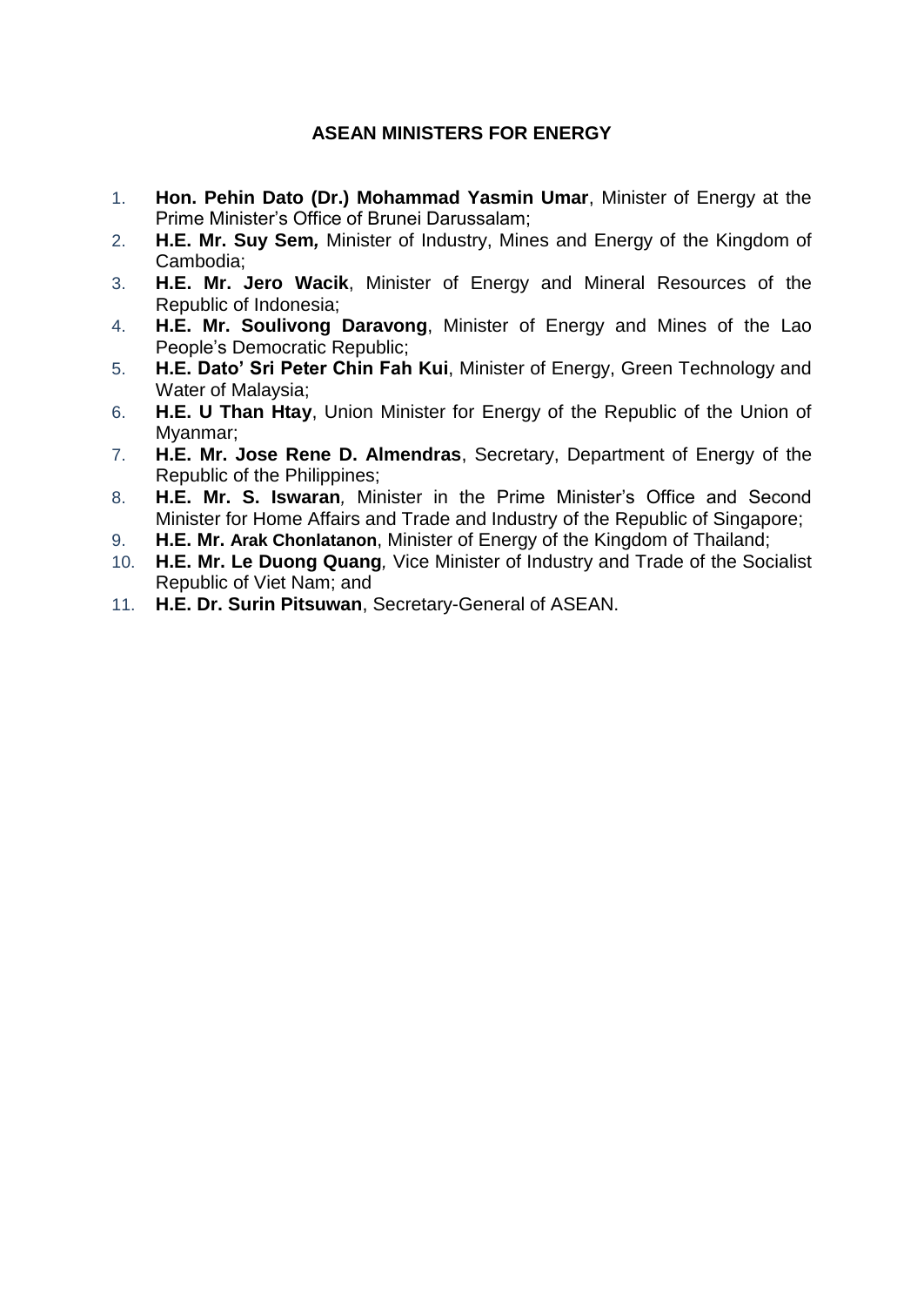**ASEAN MINISTERS FOR ENERGY**

1. **Hon. Pehin Dato (Dr.) Mohammad Yasmin Umar**, Minister of Energy at the Prime Minister's Office of Brunei Darussalam;
2. **H.E. Mr. Suy Sem,** Minister of Industry, Mines and Energy of the Kingdom of Cambodia;
3. **H.E. Mr. Jero Wacik**, Minister of Energy and Mineral Resources of the Republic of Indonesia;
4. **H.E. Mr. Soulivong Daravong**, Minister of Energy and Mines of the Lao People's Democratic Republic;
5. **H.E. Dato' Sri Peter Chin Fah Kui**, Minister of Energy, Green Technology and Water of Malaysia;
6. **H.E. U Than Htay**, Union Minister for Energy of the Republic of the Union of Myanmar;
7. **H.E. Mr. Jose Rene D. Almendras**, Secretary, Department of Energy of the Republic of the Philippines;
8. **H.E. Mr. S. Iswaran***,* Minister in the Prime Minister's Office and Second Minister for Home Affairs and Trade and Industry of the Republic of Singapore;
9. **H.E. Mr. Arak Chonlatanon**, Minister of Energy of the Kingdom of Thailand;
10. **H.E. Mr. Le Duong Quang***,* Vice Minister of Industry and Trade of the Socialist Republic of Viet Nam; and
11. **H.E. Dr. Surin Pitsuwan**, Secretary-General of ASEAN.